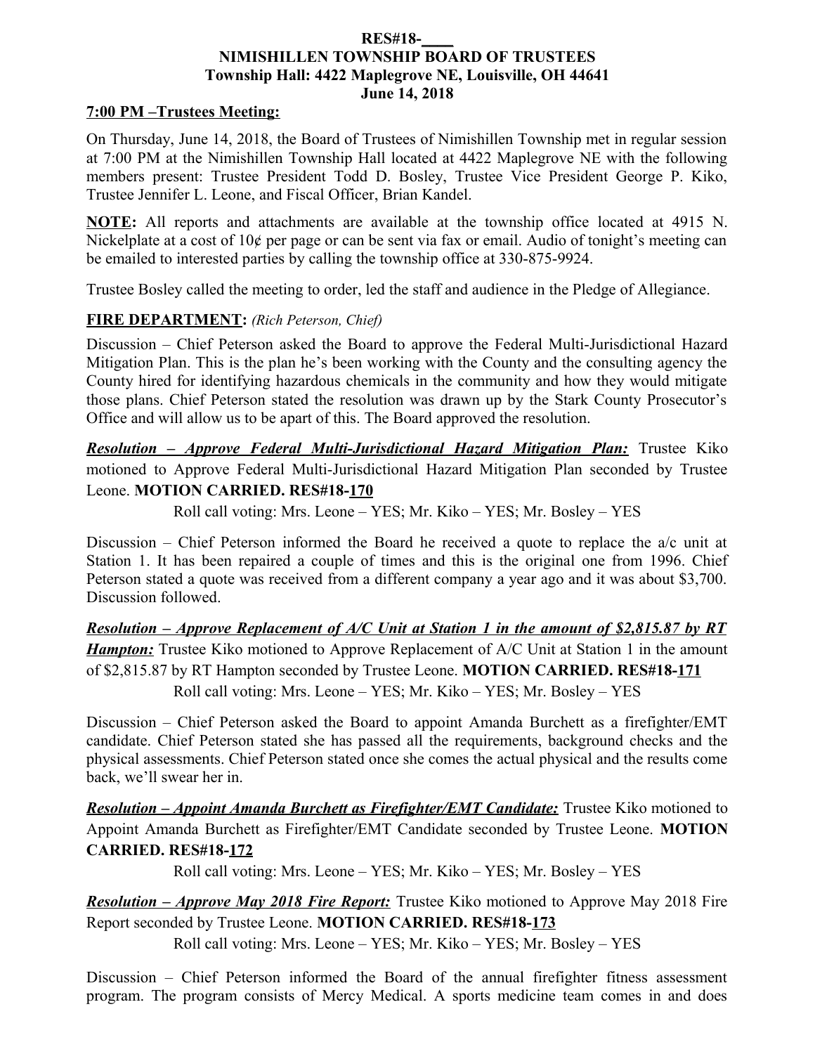**RES#18-\_\_\_\_**
**NIMISHILLEN TOWNSHIP BOARD OF TRUSTEES**
**Township Hall: 4422 Maplegrove NE, Louisville, OH 44641**
**June 14, 2018**

**7:00 PM –Trustees Meeting:**

On Thursday, June 14, 2018, the Board of Trustees of Nimishillen Township met in regular session at 7:00 PM at the Nimishillen Township Hall located at 4422 Maplegrove NE with the following members present: Trustee President Todd D. Bosley, Trustee Vice President George P. Kiko, Trustee Jennifer L. Leone, and Fiscal Officer, Brian Kandel.

**NOTE:** All reports and attachments are available at the township office located at 4915 N. Nickelplate at a cost of 10¢ per page or can be sent via fax or email. Audio of tonight's meeting can be emailed to interested parties by calling the township office at 330-875-9924.

Trustee Bosley called the meeting to order, led the staff and audience in the Pledge of Allegiance.

**FIRE DEPARTMENT:** *(Rich Peterson, Chief)*

Discussion – Chief Peterson asked the Board to approve the Federal Multi-Jurisdictional Hazard Mitigation Plan. This is the plan he's been working with the County and the consulting agency the County hired for identifying hazardous chemicals in the community and how they would mitigate those plans. Chief Peterson stated the resolution was drawn up by the Stark County Prosecutor's Office and will allow us to be apart of this. The Board approved the resolution.

***Resolution – Approve Federal Multi-Jurisdictional Hazard Mitigation Plan:*** Trustee Kiko motioned to Approve Federal Multi-Jurisdictional Hazard Mitigation Plan seconded by Trustee Leone. **MOTION CARRIED. RES#18-170**

Roll call voting: Mrs. Leone – YES; Mr. Kiko – YES; Mr. Bosley – YES

Discussion – Chief Peterson informed the Board he received a quote to replace the a/c unit at Station 1. It has been repaired a couple of times and this is the original one from 1996. Chief Peterson stated a quote was received from a different company a year ago and it was about $3,700. Discussion followed.

***Resolution – Approve Replacement of A/C Unit at Station 1 in the amount of $2,815.87 by RT Hampton:*** Trustee Kiko motioned to Approve Replacement of A/C Unit at Station 1 in the amount of $2,815.87 by RT Hampton seconded by Trustee Leone. **MOTION CARRIED. RES#18-171**

Roll call voting: Mrs. Leone – YES; Mr. Kiko – YES; Mr. Bosley – YES

Discussion – Chief Peterson asked the Board to appoint Amanda Burchett as a firefighter/EMT candidate. Chief Peterson stated she has passed all the requirements, background checks and the physical assessments. Chief Peterson stated once she comes the actual physical and the results come back, we'll swear her in.

***Resolution – Appoint Amanda Burchett as Firefighter/EMT Candidate:*** Trustee Kiko motioned to Appoint Amanda Burchett as Firefighter/EMT Candidate seconded by Trustee Leone. **MOTION CARRIED. RES#18-172**

Roll call voting: Mrs. Leone – YES; Mr. Kiko – YES; Mr. Bosley – YES

***Resolution – Approve May 2018 Fire Report:*** Trustee Kiko motioned to Approve May 2018 Fire Report seconded by Trustee Leone. **MOTION CARRIED. RES#18-173**

Roll call voting: Mrs. Leone – YES; Mr. Kiko – YES; Mr. Bosley – YES

Discussion – Chief Peterson informed the Board of the annual firefighter fitness assessment program. The program consists of Mercy Medical. A sports medicine team comes in and does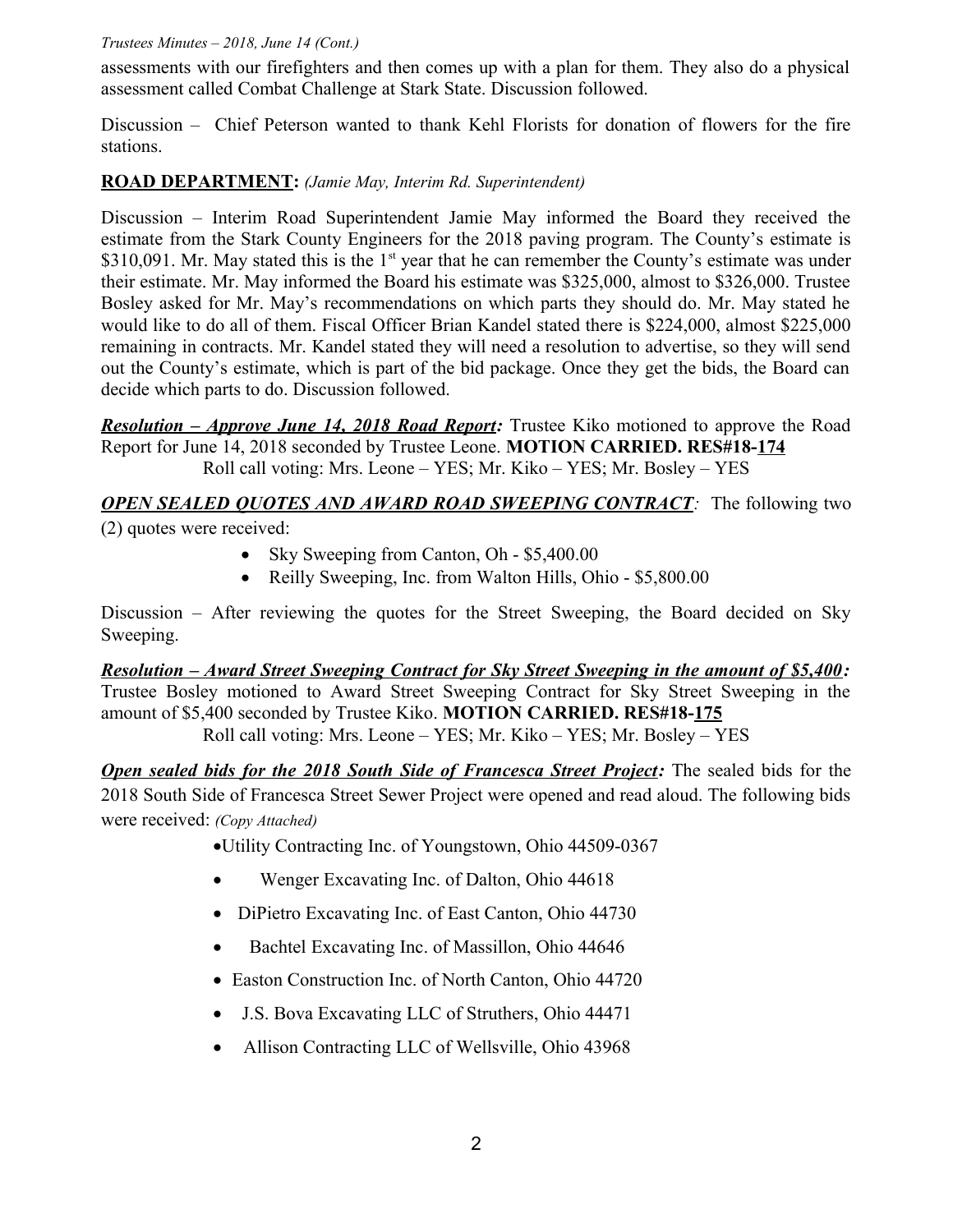assessments with our firefighters and then comes up with a plan for them. They also do a physical assessment called Combat Challenge at Stark State. Discussion followed.

Discussion – Chief Peterson wanted to thank Kehl Florists for donation of flowers for the fire stations.

**ROAD DEPARTMENT:** *(Jamie May, Interim Rd. Superintendent)*

Discussion – Interim Road Superintendent Jamie May informed the Board they received the estimate from the Stark County Engineers for the 2018 paving program. The County's estimate is $310,091. Mr. May stated this is the 1st year that he can remember the County's estimate was under their estimate. Mr. May informed the Board his estimate was $325,000, almost to $326,000. Trustee Bosley asked for Mr. May's recommendations on which parts they should do. Mr. May stated he would like to do all of them. Fiscal Officer Brian Kandel stated there is $224,000, almost $225,000 remaining in contracts. Mr. Kandel stated they will need a resolution to advertise, so they will send out the County's estimate, which is part of the bid package. Once they get the bids, the Board can decide which parts to do. Discussion followed.

***Resolution – Approve June 14, 2018 Road Report:*** Trustee Kiko motioned to approve the Road Report for June 14, 2018 seconded by Trustee Leone. **MOTION CARRIED. RES#18-174**
Roll call voting: Mrs. Leone – YES; Mr. Kiko – YES; Mr. Bosley – YES

***OPEN SEALED QUOTES AND AWARD ROAD SWEEPING CONTRACT:*** The following two (2) quotes were received:

- Sky Sweeping from Canton, Oh - $5,400.00
- Reilly Sweeping, Inc. from Walton Hills, Ohio - $5,800.00

Discussion – After reviewing the quotes for the Street Sweeping, the Board decided on Sky Sweeping.

***Resolution – Award Street Sweeping Contract for Sky Street Sweeping in the amount of $5,400:*** Trustee Bosley motioned to Award Street Sweeping Contract for Sky Street Sweeping in the amount of $5,400 seconded by Trustee Kiko. **MOTION CARRIED. RES#18-175**
Roll call voting: Mrs. Leone – YES; Mr. Kiko – YES; Mr. Bosley – YES

***Open sealed bids for the 2018 South Side of Francesca Street Project:*** The sealed bids for the 2018 South Side of Francesca Street Sewer Project were opened and read aloud. The following bids were received: *(Copy Attached)*

- Utility Contracting Inc. of Youngstown, Ohio 44509-0367
- Wenger Excavating Inc. of Dalton, Ohio 44618
- DiPietro Excavating Inc. of East Canton, Ohio 44730
- Bachtel Excavating Inc. of Massillon, Ohio 44646
- Easton Construction Inc. of North Canton, Ohio 44720
- J.S. Bova Excavating LLC of Struthers, Ohio 44471
- Allison Contracting LLC of Wellsville, Ohio 43968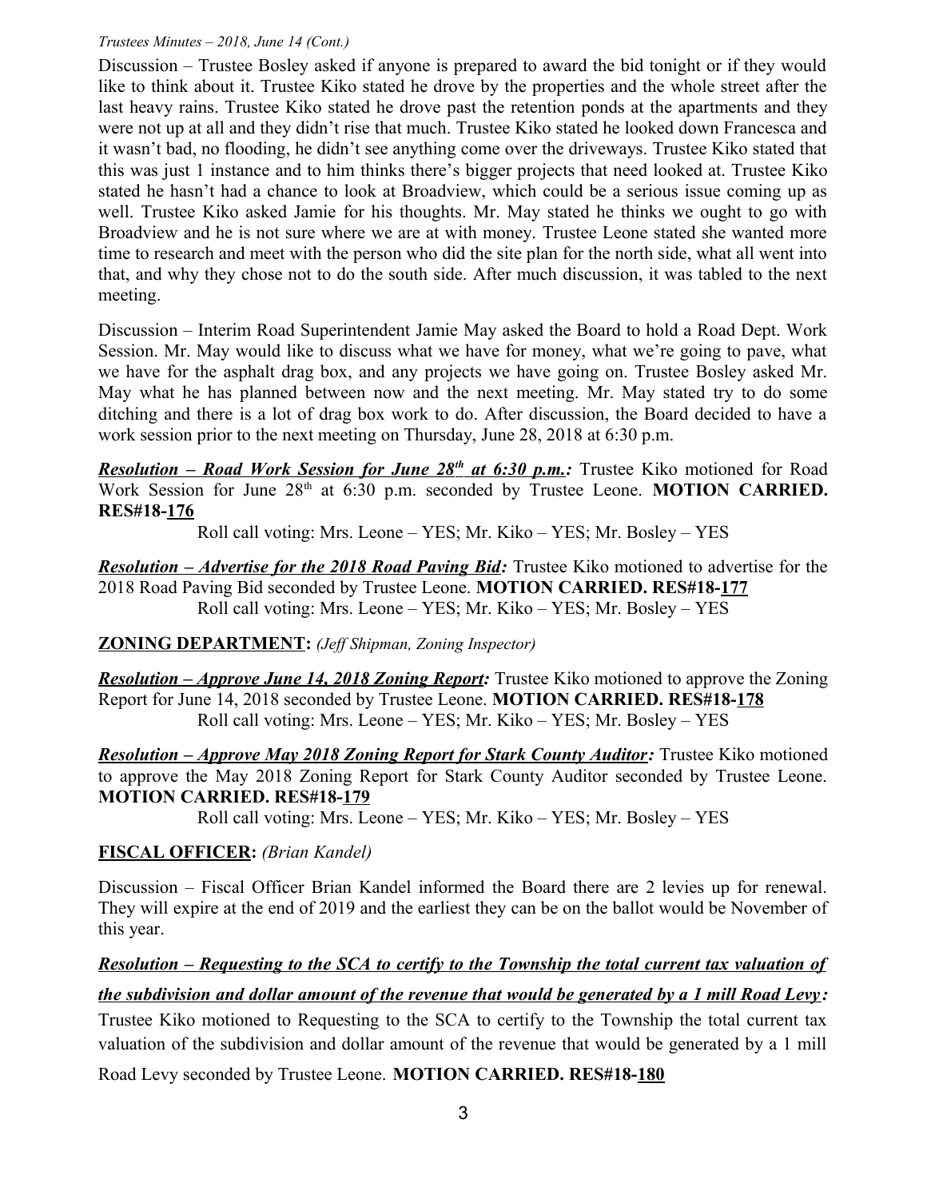Discussion – Trustee Bosley asked if anyone is prepared to award the bid tonight or if they would like to think about it. Trustee Kiko stated he drove by the properties and the whole street after the last heavy rains. Trustee Kiko stated he drove past the retention ponds at the apartments and they were not up at all and they didn't rise that much. Trustee Kiko stated he looked down Francesca and it wasn't bad, no flooding, he didn't see anything come over the driveways. Trustee Kiko stated that this was just 1 instance and to him thinks there's bigger projects that need looked at. Trustee Kiko stated he hasn't had a chance to look at Broadview, which could be a serious issue coming up as well. Trustee Kiko asked Jamie for his thoughts. Mr. May stated he thinks we ought to go with Broadview and he is not sure where we are at with money. Trustee Leone stated she wanted more time to research and meet with the person who did the site plan for the north side, what all went into that, and why they chose not to do the south side. After much discussion, it was tabled to the next meeting.

Discussion – Interim Road Superintendent Jamie May asked the Board to hold a Road Dept. Work Session. Mr. May would like to discuss what we have for money, what we're going to pave, what we have for the asphalt drag box, and any projects we have going on. Trustee Bosley asked Mr. May what he has planned between now and the next meeting. Mr. May stated try to do some ditching and there is a lot of drag box work to do. After discussion, the Board decided to have a work session prior to the next meeting on Thursday, June 28, 2018 at 6:30 p.m.

***Resolution – Road Work Session for June 28th at 6:30 p.m.:*** Trustee Kiko motioned for Road Work Session for June 28th at 6:30 p.m. seconded by Trustee Leone. **MOTION CARRIED. RES#18-176**

Roll call voting: Mrs. Leone – YES; Mr. Kiko – YES; Mr. Bosley – YES

***Resolution – Advertise for the 2018 Road Paving Bid:*** Trustee Kiko motioned to advertise for the 2018 Road Paving Bid seconded by Trustee Leone. **MOTION CARRIED. RES#18-177**

Roll call voting: Mrs. Leone – YES; Mr. Kiko – YES; Mr. Bosley – YES

**ZONING DEPARTMENT:** *(Jeff Shipman, Zoning Inspector)*

***Resolution – Approve June 14, 2018 Zoning Report:*** Trustee Kiko motioned to approve the Zoning Report for June 14, 2018 seconded by Trustee Leone. **MOTION CARRIED. RES#18-178**

Roll call voting: Mrs. Leone – YES; Mr. Kiko – YES; Mr. Bosley – YES

***Resolution – Approve May 2018 Zoning Report for Stark County Auditor:*** Trustee Kiko motioned to approve the May 2018 Zoning Report for Stark County Auditor seconded by Trustee Leone. **MOTION CARRIED. RES#18-179**

Roll call voting: Mrs. Leone – YES; Mr. Kiko – YES; Mr. Bosley – YES

**FISCAL OFFICER:** *(Brian Kandel)*

Discussion – Fiscal Officer Brian Kandel informed the Board there are 2 levies up for renewal. They will expire at the end of 2019 and the earliest they can be on the ballot would be November of this year.

***Resolution – Requesting to the SCA to certify to the Township the total current tax valuation of the subdivision and dollar amount of the revenue that would be generated by a 1 mill Road Levy:*** Trustee Kiko motioned to Requesting to the SCA to certify to the Township the total current tax valuation of the subdivision and dollar amount of the revenue that would be generated by a 1 mill Road Levy seconded by Trustee Leone. **MOTION CARRIED. RES#18-180**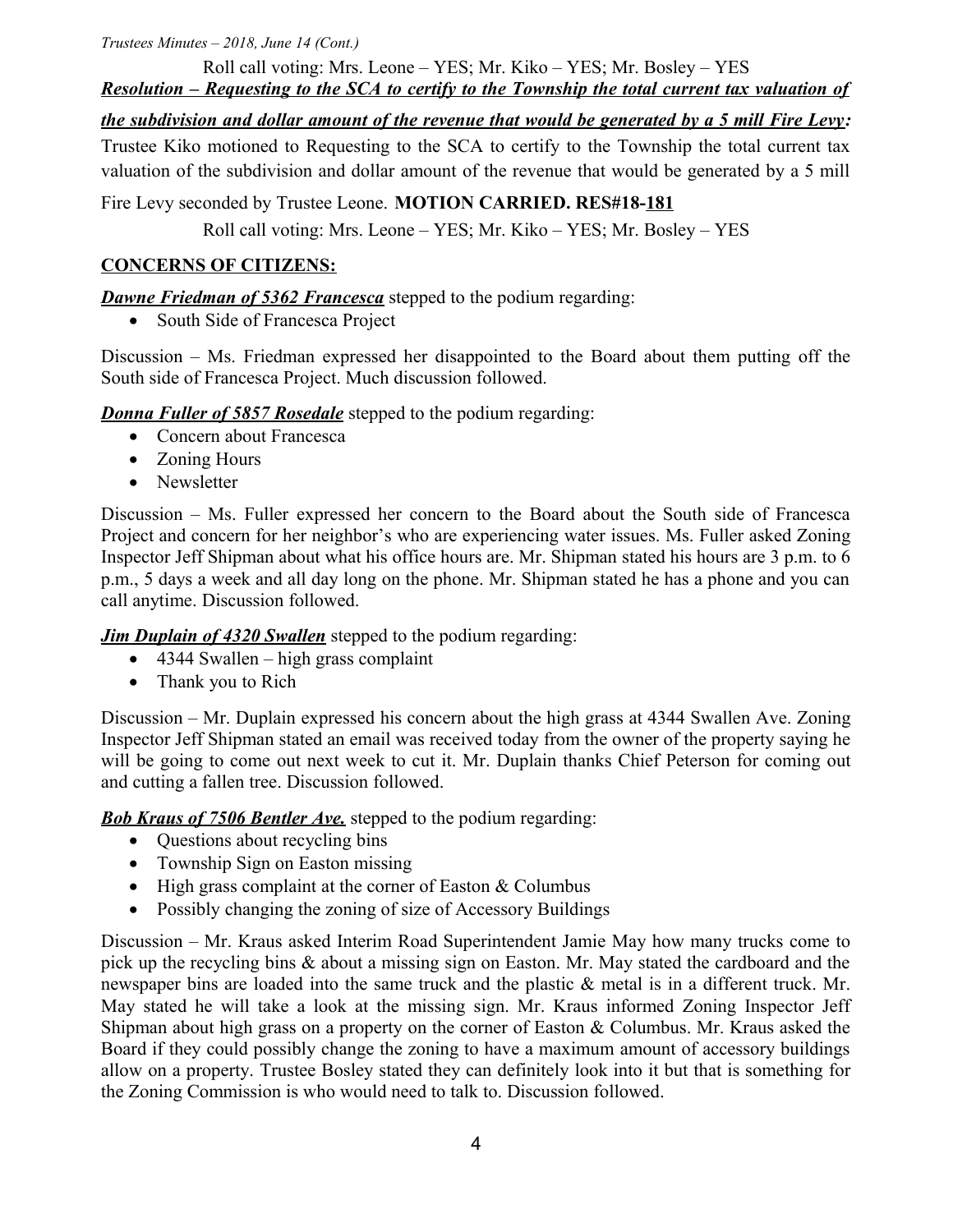Roll call voting: Mrs. Leone – YES; Mr. Kiko – YES; Mr. Bosley – YES

***Resolution – Requesting to the SCA to certify to the Township the total current tax valuation of the subdivision and dollar amount of the revenue that would be generated by a 5 mill Fire Levy:***

Trustee Kiko motioned to Requesting to the SCA to certify to the Township the total current tax valuation of the subdivision and dollar amount of the revenue that would be generated by a 5 mill Fire Levy seconded by Trustee Leone. **MOTION CARRIED. RES#18-181**

Roll call voting: Mrs. Leone – YES; Mr. Kiko – YES; Mr. Bosley – YES

## CONCERNS OF CITIZENS:

***Dawne Friedman of 5362 Francesca*** stepped to the podium regarding:

- South Side of Francesca Project

Discussion – Ms. Friedman expressed her disappointed to the Board about them putting off the South side of Francesca Project. Much discussion followed.

***Donna Fuller of 5857 Rosedale*** stepped to the podium regarding:

- Concern about Francesca
- Zoning Hours
- Newsletter

Discussion – Ms. Fuller expressed her concern to the Board about the South side of Francesca Project and concern for her neighbor's who are experiencing water issues. Ms. Fuller asked Zoning Inspector Jeff Shipman about what his office hours are. Mr. Shipman stated his hours are 3 p.m. to 6 p.m., 5 days a week and all day long on the phone. Mr. Shipman stated he has a phone and you can call anytime. Discussion followed.

***Jim Duplain of 4320 Swallen*** stepped to the podium regarding:

- 4344 Swallen – high grass complaint
- Thank you to Rich

Discussion – Mr. Duplain expressed his concern about the high grass at 4344 Swallen Ave. Zoning Inspector Jeff Shipman stated an email was received today from the owner of the property saying he will be going to come out next week to cut it. Mr. Duplain thanks Chief Peterson for coming out and cutting a fallen tree. Discussion followed.

***Bob Kraus of 7506 Bentler Ave.*** stepped to the podium regarding:

- Questions about recycling bins
- Township Sign on Easton missing
- High grass complaint at the corner of Easton & Columbus
- Possibly changing the zoning of size of Accessory Buildings

Discussion – Mr. Kraus asked Interim Road Superintendent Jamie May how many trucks come to pick up the recycling bins & about a missing sign on Easton. Mr. May stated the cardboard and the newspaper bins are loaded into the same truck and the plastic & metal is in a different truck. Mr. May stated he will take a look at the missing sign. Mr. Kraus informed Zoning Inspector Jeff Shipman about high grass on a property on the corner of Easton & Columbus. Mr. Kraus asked the Board if they could possibly change the zoning to have a maximum amount of accessory buildings allow on a property. Trustee Bosley stated they can definitely look into it but that is something for the Zoning Commission is who would need to talk to. Discussion followed.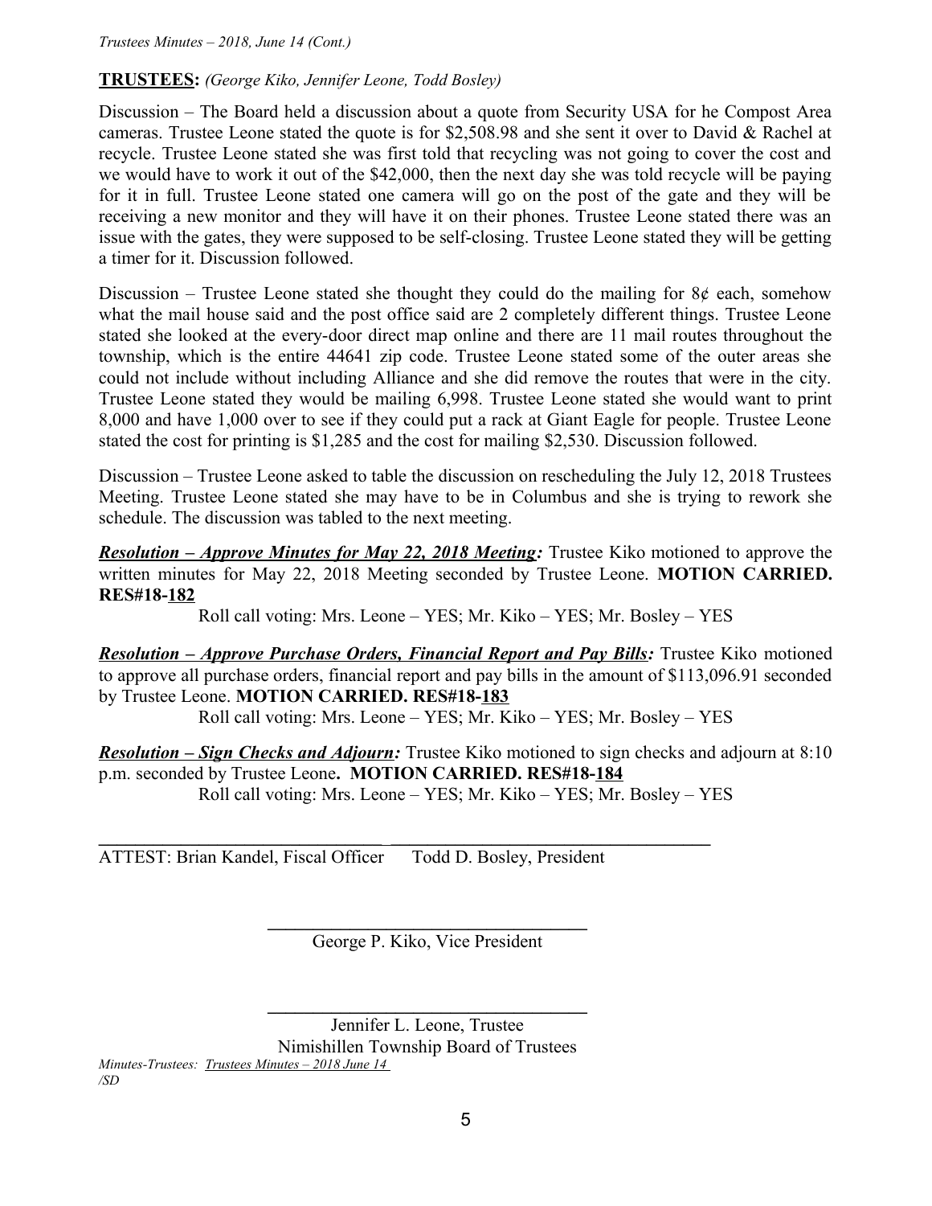**TRUSTEES:** *(George Kiko, Jennifer Leone, Todd Bosley)*

Discussion – The Board held a discussion about a quote from Security USA for he Compost Area cameras. Trustee Leone stated the quote is for $2,508.98 and she sent it over to David & Rachel at recycle. Trustee Leone stated she was first told that recycling was not going to cover the cost and we would have to work it out of the $42,000, then the next day she was told recycle will be paying for it in full. Trustee Leone stated one camera will go on the post of the gate and they will be receiving a new monitor and they will have it on their phones. Trustee Leone stated there was an issue with the gates, they were supposed to be self-closing. Trustee Leone stated they will be getting a timer for it. Discussion followed.

Discussion – Trustee Leone stated she thought they could do the mailing for 8¢ each, somehow what the mail house said and the post office said are 2 completely different things. Trustee Leone stated she looked at the every-door direct map online and there are 11 mail routes throughout the township, which is the entire 44641 zip code. Trustee Leone stated some of the outer areas she could not include without including Alliance and she did remove the routes that were in the city. Trustee Leone stated they would be mailing 6,998. Trustee Leone stated she would want to print 8,000 and have 1,000 over to see if they could put a rack at Giant Eagle for people. Trustee Leone stated the cost for printing is $1,285 and the cost for mailing $2,530. Discussion followed.

Discussion – Trustee Leone asked to table the discussion on rescheduling the July 12, 2018 Trustees Meeting. Trustee Leone stated she may have to be in Columbus and she is trying to rework she schedule. The discussion was tabled to the next meeting.

***Resolution – Approve Minutes for May 22, 2018 Meeting:*** Trustee Kiko motioned to approve the written minutes for May 22, 2018 Meeting seconded by Trustee Leone. **MOTION CARRIED. RES#18-182**

Roll call voting: Mrs. Leone – YES; Mr. Kiko – YES; Mr. Bosley – YES

***Resolution – Approve Purchase Orders, Financial Report and Pay Bills:*** Trustee Kiko motioned to approve all purchase orders, financial report and pay bills in the amount of $113,096.91 seconded by Trustee Leone. **MOTION CARRIED. RES#18-183**

Roll call voting: Mrs. Leone – YES; Mr. Kiko – YES; Mr. Bosley – YES

***Resolution – Sign Checks and Adjourn:*** Trustee Kiko motioned to sign checks and adjourn at 8:10 p.m. seconded by Trustee Leone**. MOTION CARRIED. RES#18-184**

Roll call voting: Mrs. Leone – YES; Mr. Kiko – YES; Mr. Bosley – YES

\_\_\_\_\_\_\_\_\_\_\_\_\_\_\_\_\_\_\_\_\_\_\_\_\_\_\_\_\_\_ \_\_\_\_\_\_\_\_\_\_\_\_\_\_\_\_\_\_\_\_\_\_\_\_\_\_\_\_\_\_

ATTEST: Brian Kandel, Fiscal Officer      Todd D. Bosley, President

\_\_\_\_\_\_\_\_\_\_\_\_\_\_\_\_\_\_\_\_\_\_\_\_\_\_\_\_\_\_

George P. Kiko, Vice President

\_\_\_\_\_\_\_\_\_\_\_\_\_\_\_\_\_\_\_\_\_\_\_\_\_\_\_\_\_\_

Jennifer L. Leone, Trustee

Nimishillen Township Board of Trustees

*Minutes-Trustees: Trustees Minutes – 2018 June 14*
*/SD*